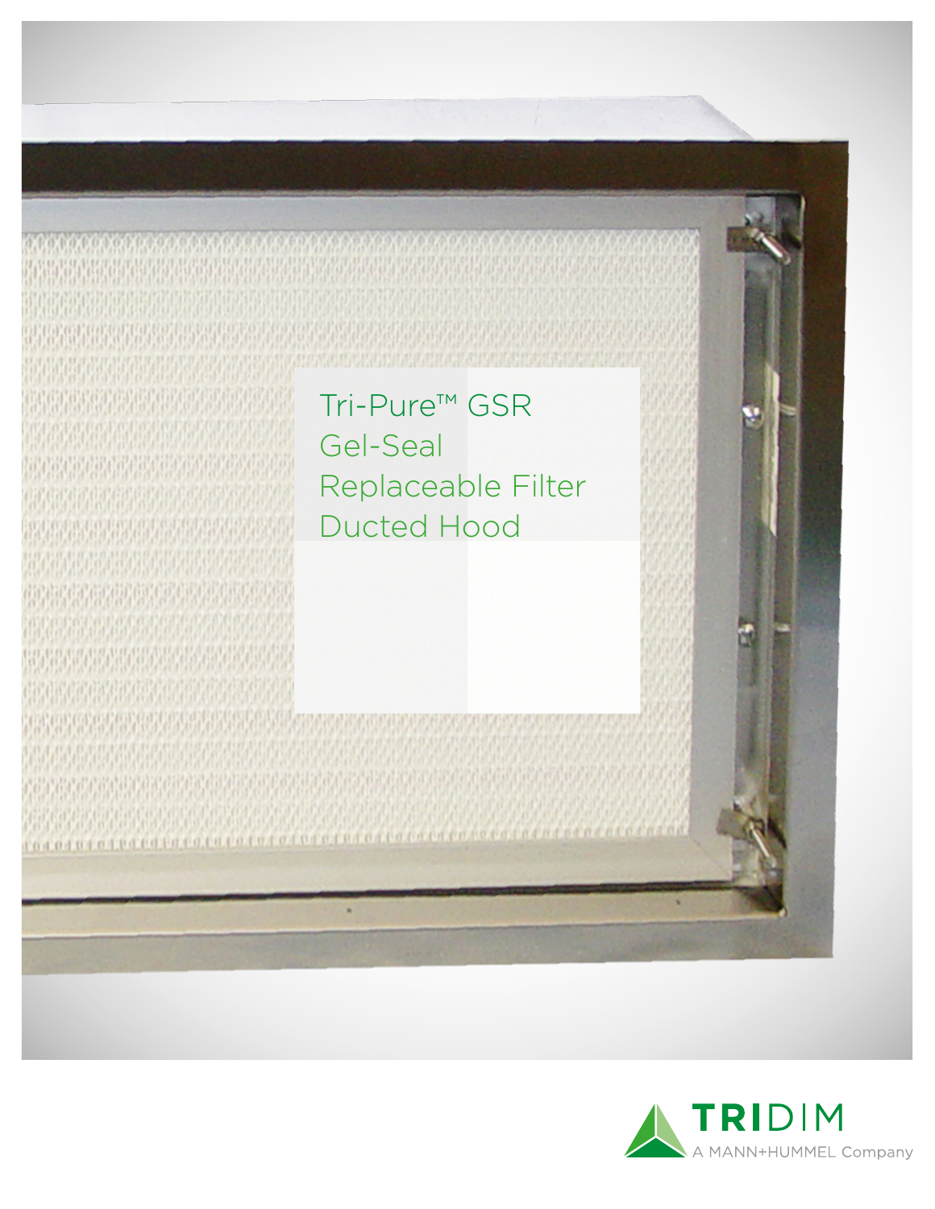# Tri-Pure™ GSR Gel-Seal Replaceable Filter Ducted Hood

TRIDIM

A MANN+HUMMEL Company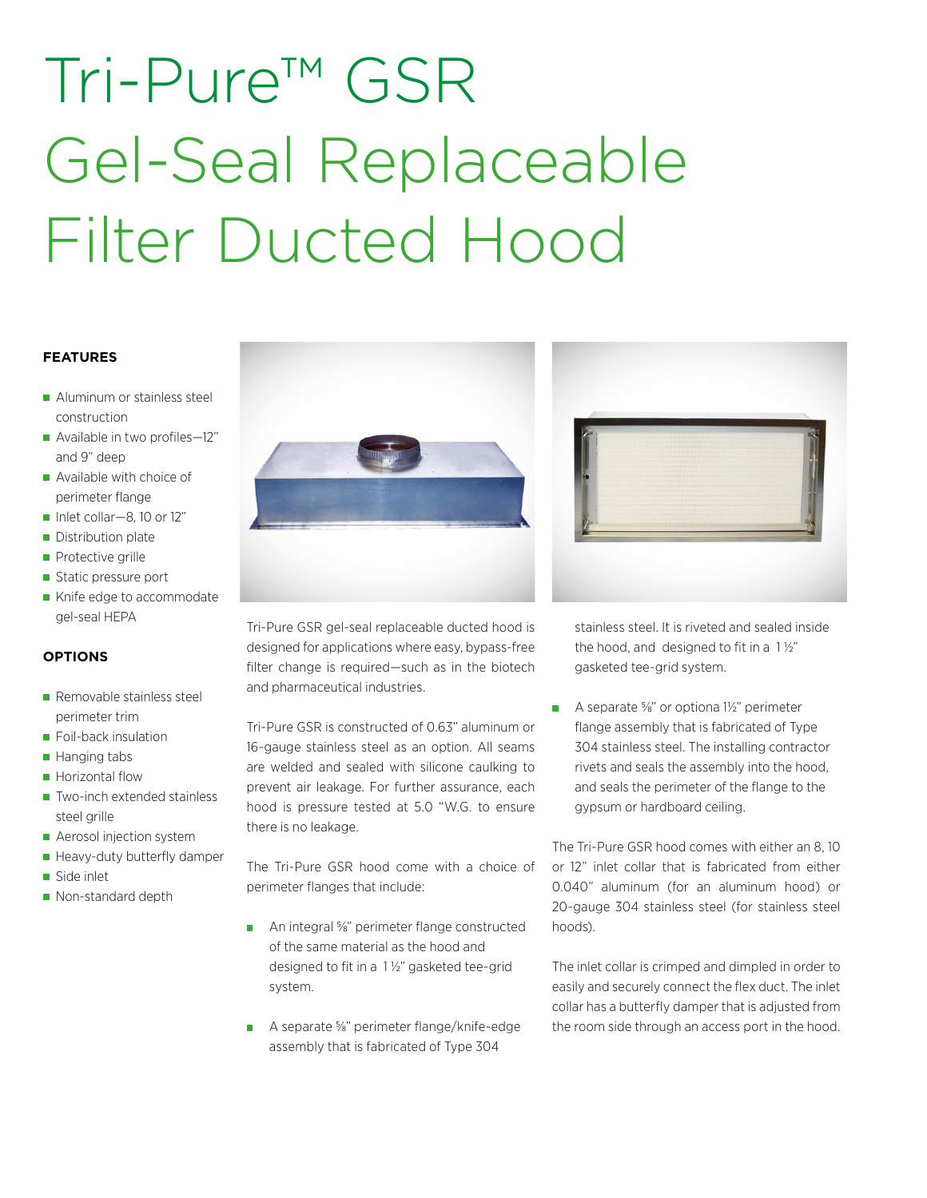# Tri-Pure™ GSR Gel-Seal Replaceable Filter Ducted Hood

## FEATURES

- Aluminum or stainless steel construction
- Available in two profiles—12" and 9" deep
- Available with choice of perimeter flange
- Inlet collar—8, 10 or 12"
- Distribution plate
- Protective grille
- Static pressure port
- Knife edge to accommodate gel-seal HEPA

## OPTIONS

- Removable stainless steel perimeter trim
- Foil-back insulation
- Hanging tabs
- Horizontal flow
- Two-inch extended stainless steel grille
- Aerosol injection system
- Heavy-duty butterfly damper
- Side inlet
- Non-standard depth

Tri-Pure GSR gel-seal replaceable ducted hood is designed for applications where easy, bypass-free filter change is required—such as in the biotech and pharmaceutical industries.

Tri-Pure GSR is constructed of 0.63" aluminum or 16-gauge stainless steel as an option. All seams are welded and sealed with silicone caulking to prevent air leakage. For further assurance, each hood is pressure tested at 5.0 "W.G. to ensure there is no leakage.

The Tri-Pure GSR hood come with a choice of perimeter flanges that include:

- An integral ⅝" perimeter flange constructed of the same material as the hood and designed to fit in a 1½" gasketed tee-grid system.
- A separate ⅝" perimeter flange/knife-edge assembly that is fabricated of Type 304 stainless steel. It is riveted and sealed inside the hood, and designed to fit in a 1½" gasketed tee-grid system.
- A separate ⅝" or optiona 1½" perimeter flange assembly that is fabricated of Type 304 stainless steel. The installing contractor rivets and seals the assembly into the hood, and seals the perimeter of the flange to the gypsum or hardboard ceiling.

The Tri-Pure GSR hood comes with either an 8, 10 or 12" inlet collar that is fabricated from either 0.040" aluminum (for an aluminum hood) or 20-gauge 304 stainless steel (for stainless steel hoods).

The inlet collar is crimped and dimpled in order to easily and securely connect the flex duct. The inlet collar has a butterfly damper that is adjusted from the room side through an access port in the hood.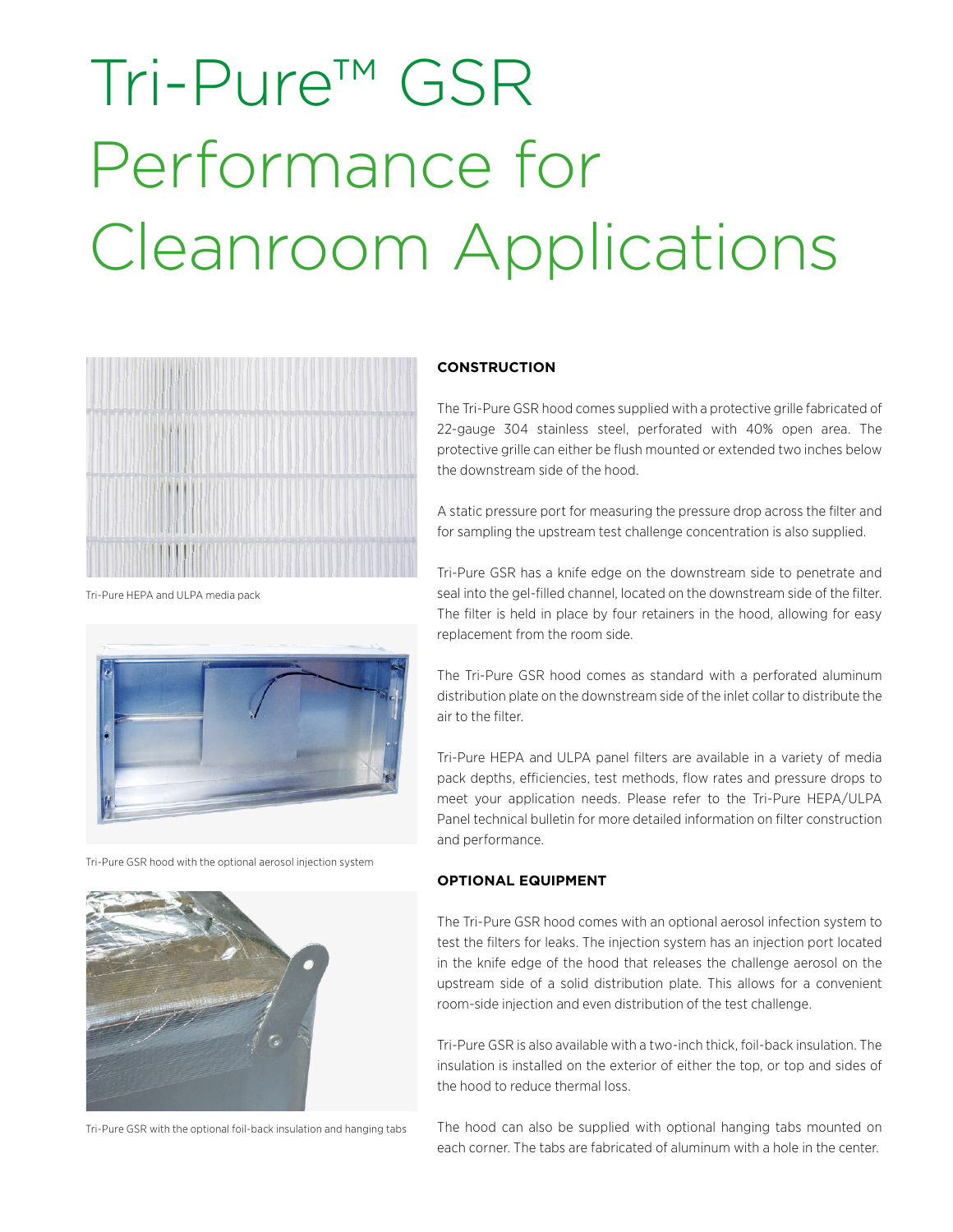# Tri-Pure™ GSR Performance for Cleanroom Applications

Tri-Pure HEPA and ULPA media pack

Tri-Pure GSR hood with the optional aerosol injection system

Tri-Pure GSR with the optional foil-back insulation and hanging tabs

**CONSTRUCTION**

The Tri-Pure GSR hood comes supplied with a protective grille fabricated of 22-gauge 304 stainless steel, perforated with 40% open area. The protective grille can either be flush mounted or extended two inches below the downstream side of the hood.

A static pressure port for measuring the pressure drop across the filter and for sampling the upstream test challenge concentration is also supplied.

Tri-Pure GSR has a knife edge on the downstream side to penetrate and seal into the gel-filled channel, located on the downstream side of the filter. The filter is held in place by four retainers in the hood, allowing for easy replacement from the room side.

The Tri-Pure GSR hood comes as standard with a perforated aluminum distribution plate on the downstream side of the inlet collar to distribute the air to the filter.

Tri-Pure HEPA and ULPA panel filters are available in a variety of media pack depths, efficiencies, test methods, flow rates and pressure drops to meet your application needs. Please refer to the Tri-Pure HEPA/ULPA Panel technical bulletin for more detailed information on filter construction and performance.

**OPTIONAL EQUIPMENT**

The Tri-Pure GSR hood comes with an optional aerosol infection system to test the filters for leaks. The injection system has an injection port located in the knife edge of the hood that releases the challenge aerosol on the upstream side of a solid distribution plate. This allows for a convenient room-side injection and even distribution of the test challenge.

Tri-Pure GSR is also available with a two-inch thick, foil-back insulation. The insulation is installed on the exterior of either the top, or top and sides of the hood to reduce thermal loss.

The hood can also be supplied with optional hanging tabs mounted on each corner. The tabs are fabricated of aluminum with a hole in the center.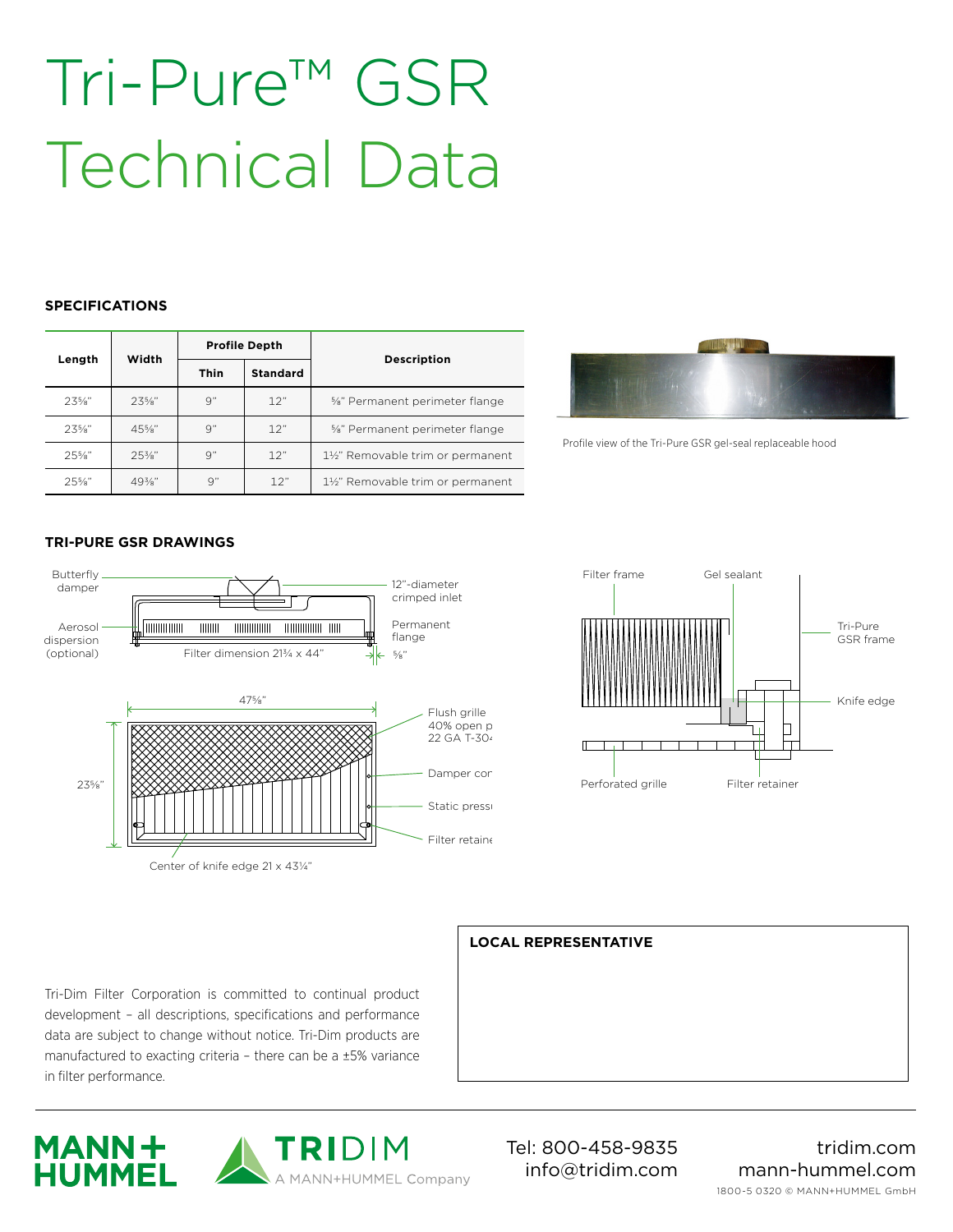# Tri-Pure™ GSR Technical Data

## SPECIFICATIONS

| Length | Width | Profile Depth | | Description |
|---|---|---|---|---|
| | | Thin | Standard | |
| 23⅝" | 23⅝" | 9" | 12" | ⅝" Permanent perimeter flange |
| 23⅝" | 45⅝" | 9" | 12" | ⅝" Permanent perimeter flange |
| 25⅝" | 25⅝" | 9" | 12" | 1½" Removable trim or permanent |
| 25⅝" | 49⅝" | 9" | 12" | 1½" Removable trim or permanent |

Profile view of the Tri-Pure GSR gel-seal replaceable hood

## TRI-PURE GSR DRAWINGS

Butterfly damper

Aerosol dispersion (optional)

12"-diameter crimped inlet

Permanent flange

Filter dimension 21¾ x 44"

⅝"

47⅝"

23⅝"

Flush grille 40% open p 22 GA T-304

Damper cor

Static pressu

Filter retaine

Center of knife edge 21 x 43¼"

Filter frame

Gel sealant

Tri-Pure GSR frame

Knife edge

Perforated grille

Filter retainer

Tri-Dim Filter Corporation is committed to continual product development – all descriptions, specifications and performance data are subject to change without notice. Tri-Dim products are manufactured to exacting criteria – there can be a ±5% variance in filter performance.

**LOCAL REPRESENTATIVE**

MANN+HUMMEL

TRIDIM A MANN+HUMMEL Company

Tel: 800-458-9835
info@tridim.com

tridim.com
mann-hummel.com

1800-5 0320 © MANN+HUMMEL GmbH